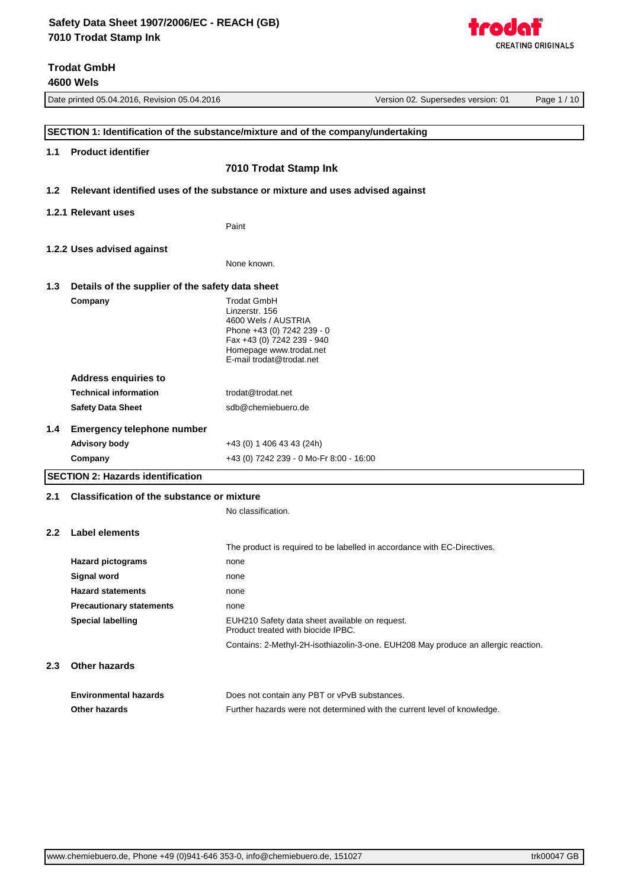# Safety Data Sheet 1907/2006/EC - REACH (GB)
## 7010 Trodat Stamp Ink

**Trodat GmbH**
**4600 Wels**

Date printed 05.04.2016, Revision 05.04.2016 | Version 02. Supersedes version: 01

## SECTION 1: Identification of the substance/mixture and of the company/undertaking

### 1.1 Product identifier

**7010 Trodat Stamp Ink**

### 1.2 Relevant identified uses of the substance or mixture and uses advised against

#### 1.2.1 Relevant uses

Paint

#### 1.2.2 Uses advised against

None known.

### 1.3 Details of the supplier of the safety data sheet

**Company**

Trodat GmbH
Linzerstr. 156
4600 Wels / AUSTRIA
Phone +43 (0) 7242 239 - 0
Fax +43 (0) 7242 239 - 940
Homepage www.trodat.net
E-mail trodat@trodat.net

**Address enquiries to**

| | |
|---|---|
| **Technical information** | trodat@trodat.net |
| **Safety Data Sheet** | sdb@chemiebuero.de |

### 1.4 Emergency telephone number

| | |
|---|---|
| **Advisory body** | +43 (0) 1 406 43 43 (24h) |
| **Company** | +43 (0) 7242 239 - 0 Mo-Fr 8:00 - 16:00 |

## SECTION 2: Hazards identification

### 2.1 Classification of the substance or mixture

No classification.

### 2.2 Label elements

The product is required to be labelled in accordance with EC-Directives.

| | |
|---|---|
| **Hazard pictograms** | none |
| **Signal word** | none |
| **Hazard statements** | none |
| **Precautionary statements** | none |
| **Special labelling** | EUH210 Safety data sheet available on request. Product treated with biocide IPBC. |

Contains: 2-Methyl-2H-isothiazolin-3-one. EUH208 May produce an allergic reaction.

### 2.3 Other hazards

| | |
|---|---|
| **Environmental hazards** | Does not contain any PBT or vPvB substances. |
| **Other hazards** | Further hazards were not determined with the current level of knowledge. |

www.chemiebuero.de, Phone +49 (0)941-646 353-0, info@chemiebuero.de, 151027 | trk00047 GB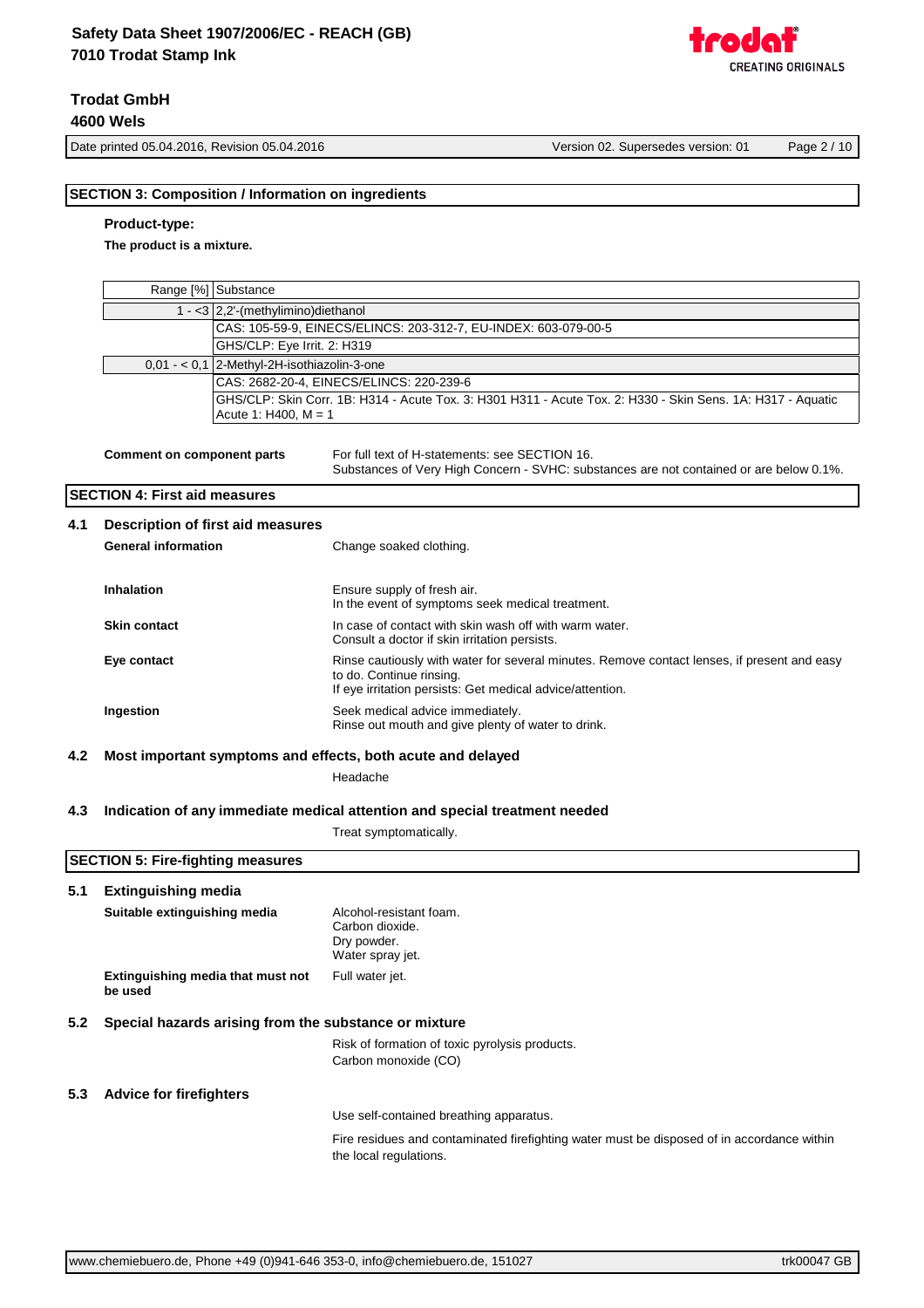## SECTION 3: Composition / Information on ingredients

**Product-type:**

**The product is a mixture.**

| Range [%] | Substance |
|---|---|
| 1 - <3 | 2,2'-(methylimino)diethanol |
| | CAS: 105-59-9, EINECS/ELINCS: 203-312-7, EU-INDEX: 603-079-00-5 |
| | GHS/CLP: Eye Irrit. 2: H319 |
| 0,01 - < 0,1 | 2-Methyl-2H-isothiazolin-3-one |
| | CAS: 2682-20-4, EINECS/ELINCS: 220-239-6 |
| | GHS/CLP: Skin Corr. 1B: H314 - Acute Tox. 3: H301 H311 - Acute Tox. 2: H330 - Skin Sens. 1A: H317 - Aquatic Acute 1: H400, M = 1 |

**Comment on component parts** For full text of H-statements: see SECTION 16.
Substances of Very High Concern - SVHC: substances are not contained or are below 0.1%.

## SECTION 4: First aid measures

### 4.1 Description of first aid measures

**General information** Change soaked clothing.

**Inhalation** Ensure supply of fresh air.
In the event of symptoms seek medical treatment.

**Skin contact** In case of contact with skin wash off with warm water.
Consult a doctor if skin irritation persists.

**Eye contact** Rinse cautiously with water for several minutes. Remove contact lenses, if present and easy to do. Continue rinsing.
If eye irritation persists: Get medical advice/attention.

**Ingestion** Seek medical advice immediately.
Rinse out mouth and give plenty of water to drink.

### 4.2 Most important symptoms and effects, both acute and delayed

Headache

### 4.3 Indication of any immediate medical attention and special treatment needed

Treat symptomatically.

## SECTION 5: Fire-fighting measures

### 5.1 Extinguishing media

**Suitable extinguishing media** Alcohol-resistant foam.
Carbon dioxide.
Dry powder.
Water spray jet.

**Extinguishing media that must not be used** Full water jet.

### 5.2 Special hazards arising from the substance or mixture

Risk of formation of toxic pyrolysis products.
Carbon monoxide (CO)

### 5.3 Advice for firefighters

Use self-contained breathing apparatus.

Fire residues and contaminated firefighting water must be disposed of in accordance within the local regulations.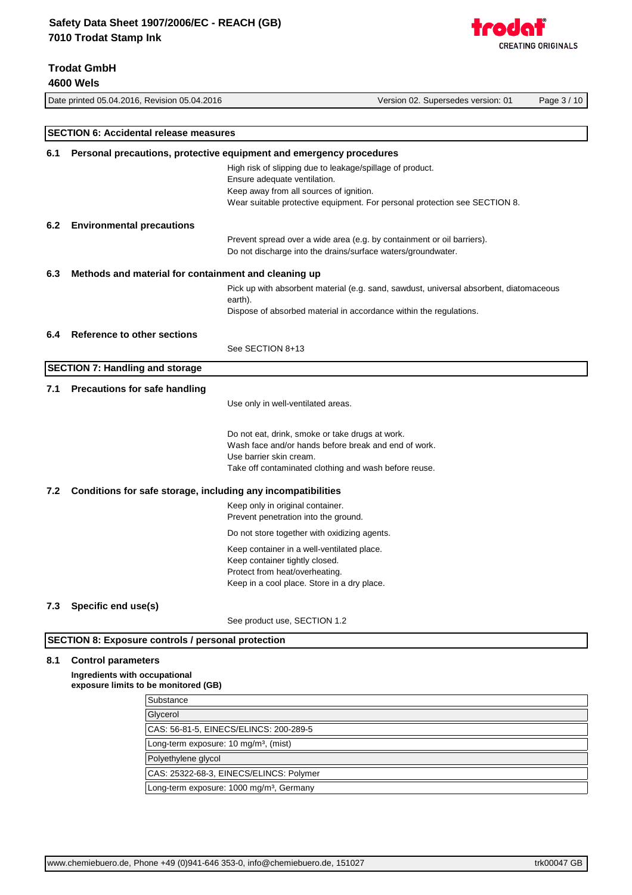## SECTION 6: Accidental release measures

### 6.1 Personal precautions, protective equipment and emergency procedures

High risk of slipping due to leakage/spillage of product.
Ensure adequate ventilation.
Keep away from all sources of ignition.
Wear suitable protective equipment. For personal protection see SECTION 8.

### 6.2 Environmental precautions

Prevent spread over a wide area (e.g. by containment or oil barriers).
Do not discharge into the drains/surface waters/groundwater.

### 6.3 Methods and material for containment and cleaning up

Pick up with absorbent material (e.g. sand, sawdust, universal absorbent, diatomaceous earth).
Dispose of absorbed material in accordance within the regulations.

### 6.4 Reference to other sections

See SECTION 8+13

## SECTION 7: Handling and storage

### 7.1 Precautions for safe handling

Use only in well-ventilated areas.

Do not eat, drink, smoke or take drugs at work.
Wash face and/or hands before break and end of work.
Use barrier skin cream.
Take off contaminated clothing and wash before reuse.

### 7.2 Conditions for safe storage, including any incompatibilities

Keep only in original container.
Prevent penetration into the ground.

Do not store together with oxidizing agents.

Keep container in a well-ventilated place.
Keep container tightly closed.
Protect from heat/overheating.
Keep in a cool place. Store in a dry place.

### 7.3 Specific end use(s)

See product use, SECTION 1.2

## SECTION 8: Exposure controls / personal protection

### 8.1 Control parameters

**Ingredients with occupational exposure limits to be monitored (GB)**

| Substance |
|---|
| Glycerol |
| CAS: 56-81-5, EINECS/ELINCS: 200-289-5 |
| Long-term exposure: 10 mg/m³, (mist) |
| Polyethylene glycol |
| CAS: 25322-68-3, EINECS/ELINCS: Polymer |
| Long-term exposure: 1000 mg/m³, Germany |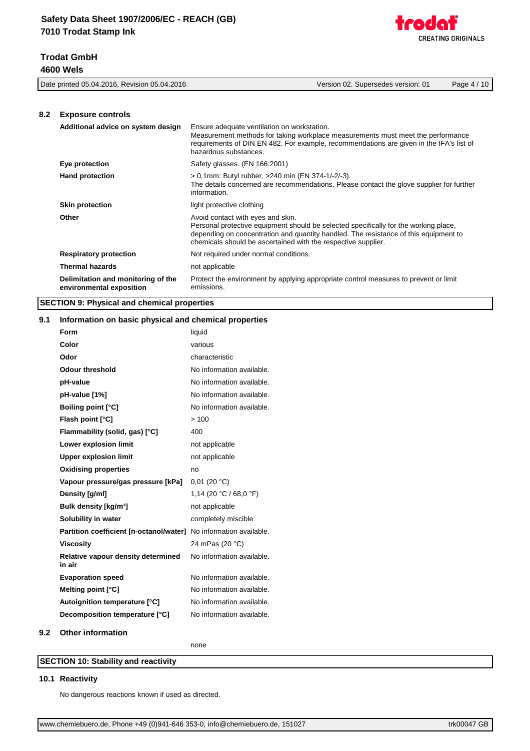### 8.2 Exposure controls

| | |
|---|---|
| **Additional advice on system design** | Ensure adequate ventilation on workstation.<br>Measurement methods for taking workplace measurements must meet the performance requirements of DIN EN 482. For example, recommendations are given in the IFA's list of hazardous substances. |
| **Eye protection** | Safety glasses. (EN 166:2001) |
| **Hand protection** | > 0,1mm: Butyl rubber, >240 min (EN 374-1/-2/-3).<br>The details concerned are recommendations. Please contact the glove supplier for further information. |
| **Skin protection** | light protective clothing |
| **Other** | Avoid contact with eyes and skin.<br>Personal protective equipment should be selected specifically for the working place, depending on concentration and quantity handled. The resistance of this equipment to chemicals should be ascertained with the respective supplier. |
| **Respiratory protection** | Not required under normal conditions. |
| **Thermal hazards** | not applicable |
| **Delimitation and monitoring of the environmental exposition** | Protect the environment by applying appropriate control measures to prevent or limit emissions. |

## SECTION 9: Physical and chemical properties

### 9.1 Information on basic physical and chemical properties

| | |
|---|---|
| **Form** | liquid |
| **Color** | various |
| **Odor** | characteristic |
| **Odour threshold** | No information available. |
| **pH-value** | No information available. |
| **pH-value [1%]** | No information available. |
| **Boiling point [°C]** | No information available. |
| **Flash point [°C]** | > 100 |
| **Flammability (solid, gas) [°C]** | 400 |
| **Lower explosion limit** | not applicable |
| **Upper explosion limit** | not applicable |
| **Oxidising properties** | no |
| **Vapour pressure/gas pressure [kPa]** | 0,01 (20 °C) |
| **Density [g/ml]** | 1,14 (20 °C / 68,0 °F) |
| **Bulk density [kg/m³]** | not applicable |
| **Solubility in water** | completely miscible |
| **Partition coefficient [n-octanol/water]** | No information available. |
| **Viscosity** | 24 mPas (20 °C) |
| **Relative vapour density determined in air** | No information available. |
| **Evaporation speed** | No information available. |
| **Melting point [°C]** | No information available. |
| **Autoignition temperature [°C]** | No information available. |
| **Decomposition temperature [°C]** | No information available. |

### 9.2 Other information

none

## SECTION 10: Stability and reactivity

### 10.1 Reactivity

No dangerous reactions known if used as directed.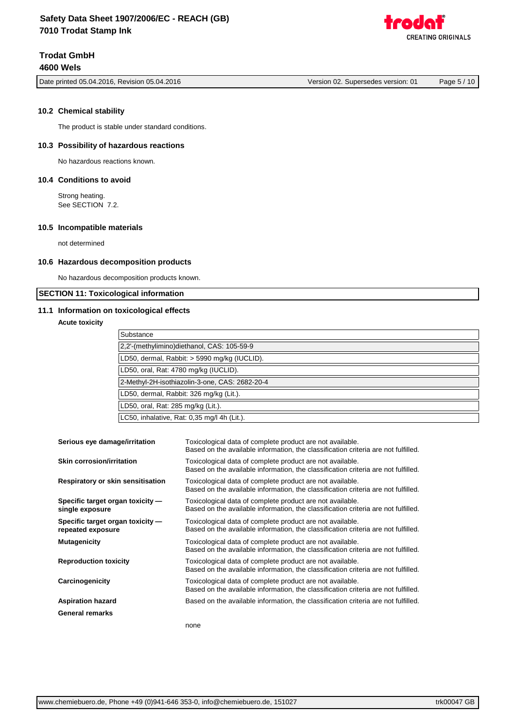### 10.2 Chemical stability

The product is stable under standard conditions.

### 10.3 Possibility of hazardous reactions

No hazardous reactions known.

### 10.4 Conditions to avoid

Strong heating.
See SECTION 7.2.

### 10.5 Incompatible materials

not determined

### 10.6 Hazardous decomposition products

No hazardous decomposition products known.

## SECTION 11: Toxicological information

### 11.1 Information on toxicological effects

**Acute toxicity**

| Substance |
|---|
| 2,2'-(methylimino)diethanol, CAS: 105-59-9 |
| LD50, dermal, Rabbit: > 5990 mg/kg (IUCLID). |
| LD50, oral, Rat: 4780 mg/kg (IUCLID). |
| 2-Methyl-2H-isothiazolin-3-one, CAS: 2682-20-4 |
| LD50, dermal, Rabbit: 326 mg/kg (Lit.). |
| LD50, oral, Rat: 285 mg/kg (Lit.). |
| LC50, inhalative, Rat: 0,35 mg/l 4h (Lit.). |

| | |
|---|---|
| **Serious eye damage/irritation** | Toxicological data of complete product are not available. Based on the available information, the classification criteria are not fulfilled. |
| **Skin corrosion/irritation** | Toxicological data of complete product are not available. Based on the available information, the classification criteria are not fulfilled. |
| **Respiratory or skin sensitisation** | Toxicological data of complete product are not available. Based on the available information, the classification criteria are not fulfilled. |
| **Specific target organ toxicity — single exposure** | Toxicological data of complete product are not available. Based on the available information, the classification criteria are not fulfilled. |
| **Specific target organ toxicity — repeated exposure** | Toxicological data of complete product are not available. Based on the available information, the classification criteria are not fulfilled. |
| **Mutagenicity** | Toxicological data of complete product are not available. Based on the available information, the classification criteria are not fulfilled. |
| **Reproduction toxicity** | Toxicological data of complete product are not available. Based on the available information, the classification criteria are not fulfilled. |
| **Carcinogenicity** | Toxicological data of complete product are not available. Based on the available information, the classification criteria are not fulfilled. |
| **Aspiration hazard** | Based on the available information, the classification criteria are not fulfilled. |

**General remarks**

none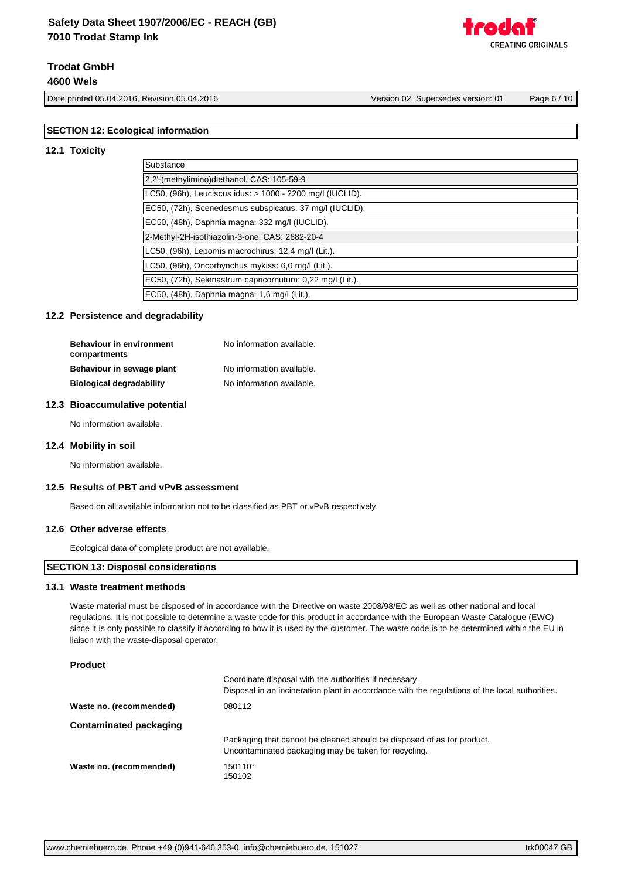## SECTION 12: Ecological information

### 12.1 Toxicity

| Substance |
|---|
| 2,2'-(methylimino)diethanol, CAS: 105-59-9 |
| LC50, (96h), Leuciscus idus: > 1000 - 2200 mg/l (IUCLID). |
| EC50, (72h), Scenedesmus subspicatus: 37 mg/l (IUCLID). |
| EC50, (48h), Daphnia magna: 332 mg/l (IUCLID). |
| 2-Methyl-2H-isothiazolin-3-one, CAS: 2682-20-4 |
| LC50, (96h), Lepomis macrochirus: 12,4 mg/l (Lit.). |
| LC50, (96h), Oncorhynchus mykiss: 6,0 mg/l (Lit.). |
| EC50, (72h), Selenastrum capricornutum: 0,22 mg/l (Lit.). |
| EC50, (48h), Daphnia magna: 1,6 mg/l (Lit.). |

### 12.2 Persistence and degradability

**Behaviour in environment compartments** No information available.

**Behaviour in sewage plant** No information available.

**Biological degradability** No information available.

### 12.3 Bioaccumulative potential

No information available.

### 12.4 Mobility in soil

No information available.

### 12.5 Results of PBT and vPvB assessment

Based on all available information not to be classified as PBT or vPvB respectively.

### 12.6 Other adverse effects

Ecological data of complete product are not available.

## SECTION 13: Disposal considerations

### 13.1 Waste treatment methods

Waste material must be disposed of in accordance with the Directive on waste 2008/98/EC as well as other national and local regulations. It is not possible to determine a waste code for this product in accordance with the European Waste Catalogue (EWC) since it is only possible to classify it according to how it is used by the customer. The waste code is to be determined within the EU in liaison with the waste-disposal operator.

**Product**

Coordinate disposal with the authorities if necessary.
Disposal in an incineration plant in accordance with the regulations of the local authorities.

**Waste no. (recommended)** 080112

**Contaminated packaging**

Packaging that cannot be cleaned should be disposed of as for product.
Uncontaminated packaging may be taken for recycling.

**Waste no. (recommended)** 150110*
150102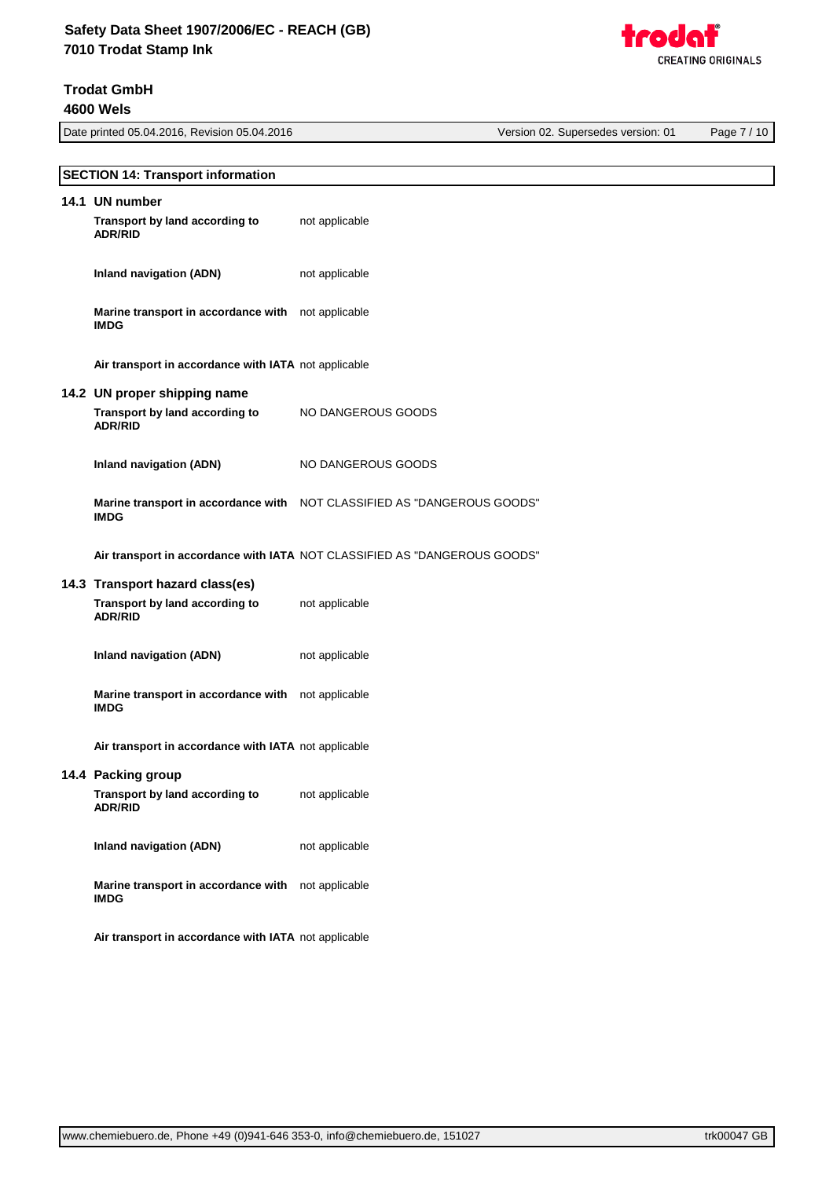## SECTION 14: Transport information

### 14.1 UN number

| | |
|---|---|
| **Transport by land according to ADR/RID** | not applicable |
| **Inland navigation (ADN)** | not applicable |
| **Marine transport in accordance with IMDG** | not applicable |
| **Air transport in accordance with IATA** | not applicable |

### 14.2 UN proper shipping name

| | |
|---|---|
| **Transport by land according to ADR/RID** | NO DANGEROUS GOODS |
| **Inland navigation (ADN)** | NO DANGEROUS GOODS |
| **Marine transport in accordance with IMDG** | NOT CLASSIFIED AS "DANGEROUS GOODS" |
| **Air transport in accordance with IATA** | NOT CLASSIFIED AS "DANGEROUS GOODS" |

### 14.3 Transport hazard class(es)

| | |
|---|---|
| **Transport by land according to ADR/RID** | not applicable |
| **Inland navigation (ADN)** | not applicable |
| **Marine transport in accordance with IMDG** | not applicable |
| **Air transport in accordance with IATA** | not applicable |

### 14.4 Packing group

| | |
|---|---|
| **Transport by land according to ADR/RID** | not applicable |
| **Inland navigation (ADN)** | not applicable |
| **Marine transport in accordance with IMDG** | not applicable |
| **Air transport in accordance with IATA** | not applicable |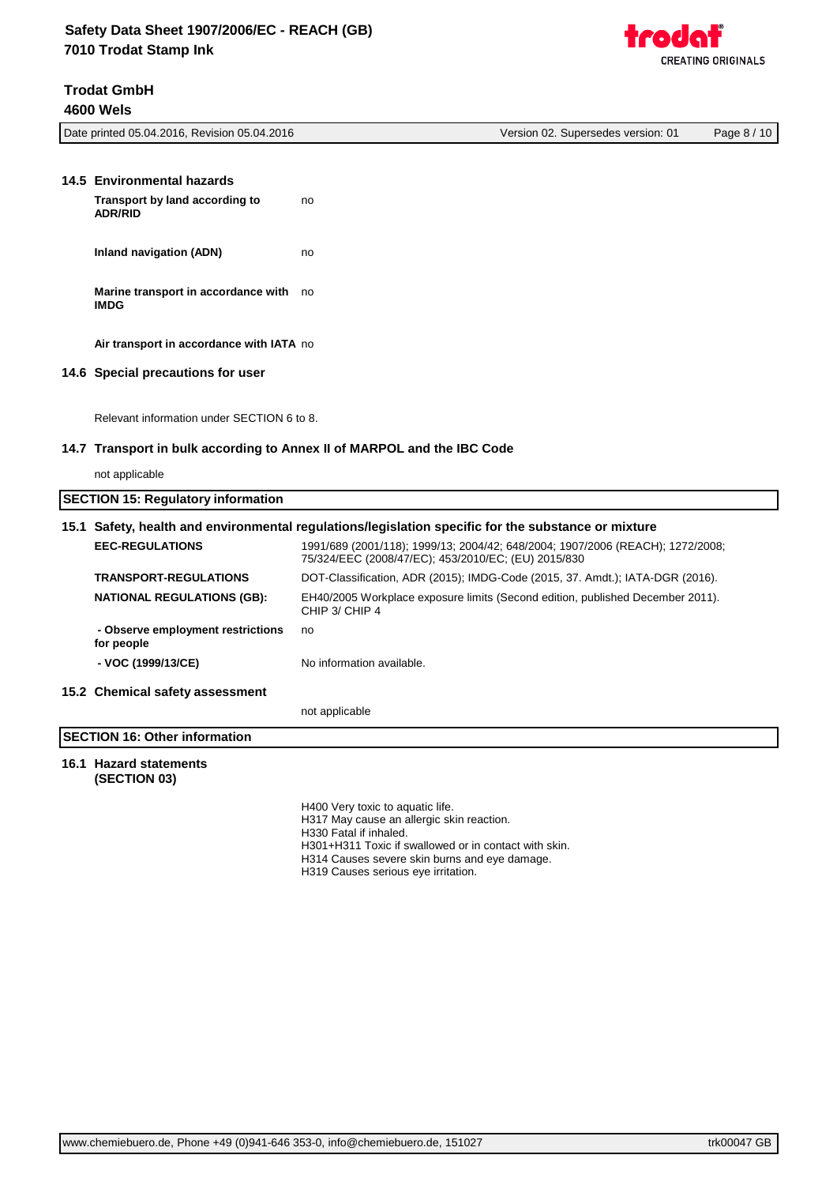**14.5 Environmental hazards**

| | |
|---|---|
| **Transport by land according to ADR/RID** | no |
| **Inland navigation (ADN)** | no |
| **Marine transport in accordance with IMDG** | no |
| **Air transport in accordance with IATA** | no |

**14.6 Special precautions for user**

Relevant information under SECTION 6 to 8.

**14.7 Transport in bulk according to Annex II of MARPOL and the IBC Code**

not applicable

## SECTION 15: Regulatory information

**15.1 Safety, health and environmental regulations/legislation specific for the substance or mixture**

| | |
|---|---|
| **EEC-REGULATIONS** | 1991/689 (2001/118); 1999/13; 2004/42; 648/2004; 1907/2006 (REACH); 1272/2008; 75/324/EEC (2008/47/EC); 453/2010/EC; (EU) 2015/830 |
| **TRANSPORT-REGULATIONS** | DOT-Classification, ADR (2015); IMDG-Code (2015, 37. Amdt.); IATA-DGR (2016). |
| **NATIONAL REGULATIONS (GB):** | EH40/2005 Workplace exposure limits (Second edition, published December 2011). CHIP 3/ CHIP 4 |
| **- Observe employment restrictions for people** | no |
| **- VOC (1999/13/CE)** | No information available. |

**15.2 Chemical safety assessment**

not applicable

## SECTION 16: Other information

**16.1 Hazard statements (SECTION 03)**

H400 Very toxic to aquatic life.
H317 May cause an allergic skin reaction.
H330 Fatal if inhaled.
H301+H311 Toxic if swallowed or in contact with skin.
H314 Causes severe skin burns and eye damage.
H319 Causes serious eye irritation.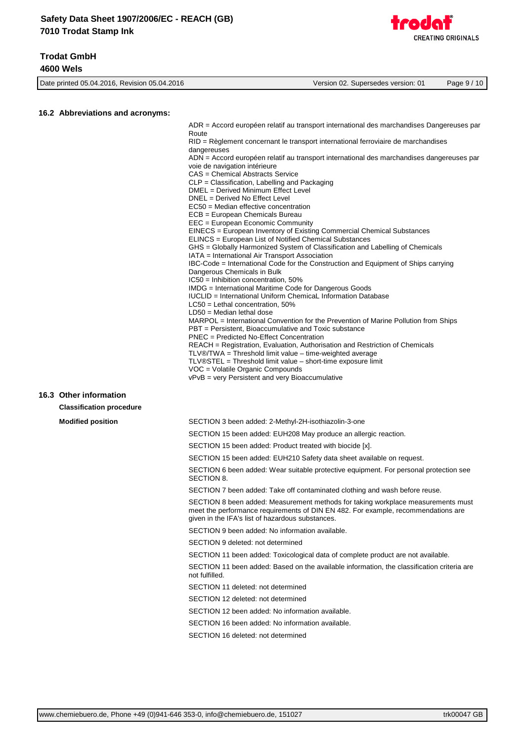## 16.2 Abbreviations and acronyms:

ADR = Accord européen relatif au transport international des marchandises Dangereuses par Route
RID = Règlement concernant le transport international ferroviaire de marchandises dangereuses
ADN = Accord européen relatif au transport international des marchandises dangereuses par voie de navigation intérieure
CAS = Chemical Abstracts Service
CLP = Classification, Labelling and Packaging
DMEL = Derived Minimum Effect Level
DNEL = Derived No Effect Level
EC50 = Median effective concentration
ECB = European Chemicals Bureau
EEC = European Economic Community
EINECS = European Inventory of Existing Commercial Chemical Substances
ELINCS = European List of Notified Chemical Substances
GHS = Globally Harmonized System of Classification and Labelling of Chemicals
IATA = International Air Transport Association
IBC-Code = International Code for the Construction and Equipment of Ships carrying Dangerous Chemicals in Bulk
IC50 = Inhibition concentration, 50%
IMDG = International Maritime Code for Dangerous Goods
IUCLID = International Uniform ChemicaL Information Database
LC50 = Lethal concentration, 50%
LD50 = Median lethal dose
MARPOL = International Convention for the Prevention of Marine Pollution from Ships
PBT = Persistent, Bioaccumulative and Toxic substance
PNEC = Predicted No-Effect Concentration
REACH = Registration, Evaluation, Authorisation and Restriction of Chemicals
TLV®/TWA = Threshold limit value – time-weighted average
TLV®STEL = Threshold limit value – short-time exposure limit
VOC = Volatile Organic Compounds
vPvB = very Persistent and very Bioaccumulative

## 16.3 Other information

**Classification procedure**

**Modified position**

SECTION 3 been added: 2-Methyl-2H-isothiazolin-3-one

SECTION 15 been added: EUH208 May produce an allergic reaction.

SECTION 15 been added: Product treated with biocide [x].

SECTION 15 been added: EUH210 Safety data sheet available on request.

SECTION 6 been added: Wear suitable protective equipment. For personal protection see SECTION 8.

SECTION 7 been added: Take off contaminated clothing and wash before reuse.

SECTION 8 been added: Measurement methods for taking workplace measurements must meet the performance requirements of DIN EN 482. For example, recommendations are given in the IFA's list of hazardous substances.

SECTION 9 been added: No information available.

SECTION 9 deleted: not determined

SECTION 11 been added: Toxicological data of complete product are not available.

SECTION 11 been added: Based on the available information, the classification criteria are not fulfilled.

SECTION 11 deleted: not determined

SECTION 12 deleted: not determined

SECTION 12 been added: No information available.

SECTION 16 been added: No information available.

SECTION 16 deleted: not determined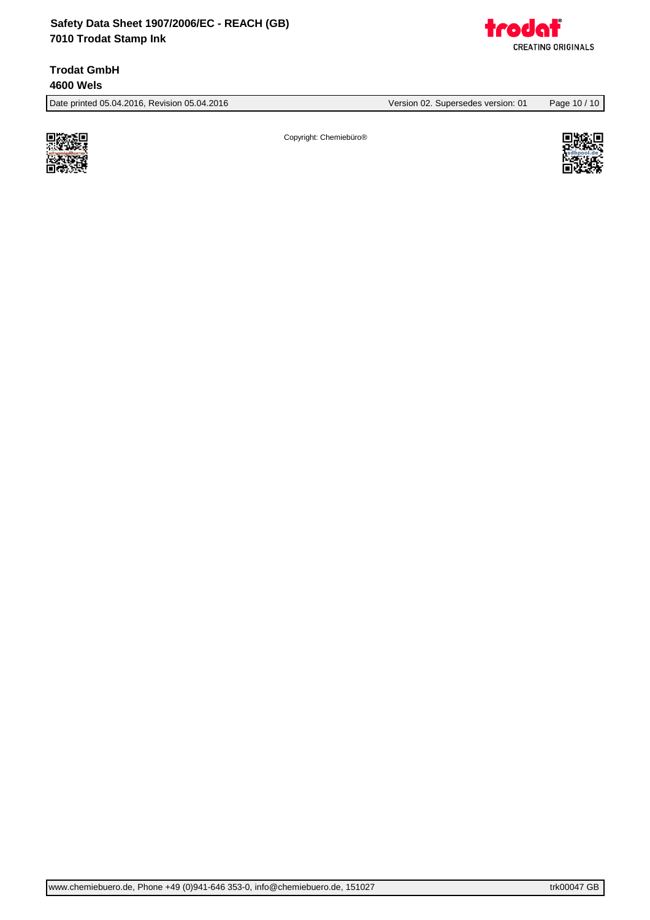Copyright: Chemiebüro®